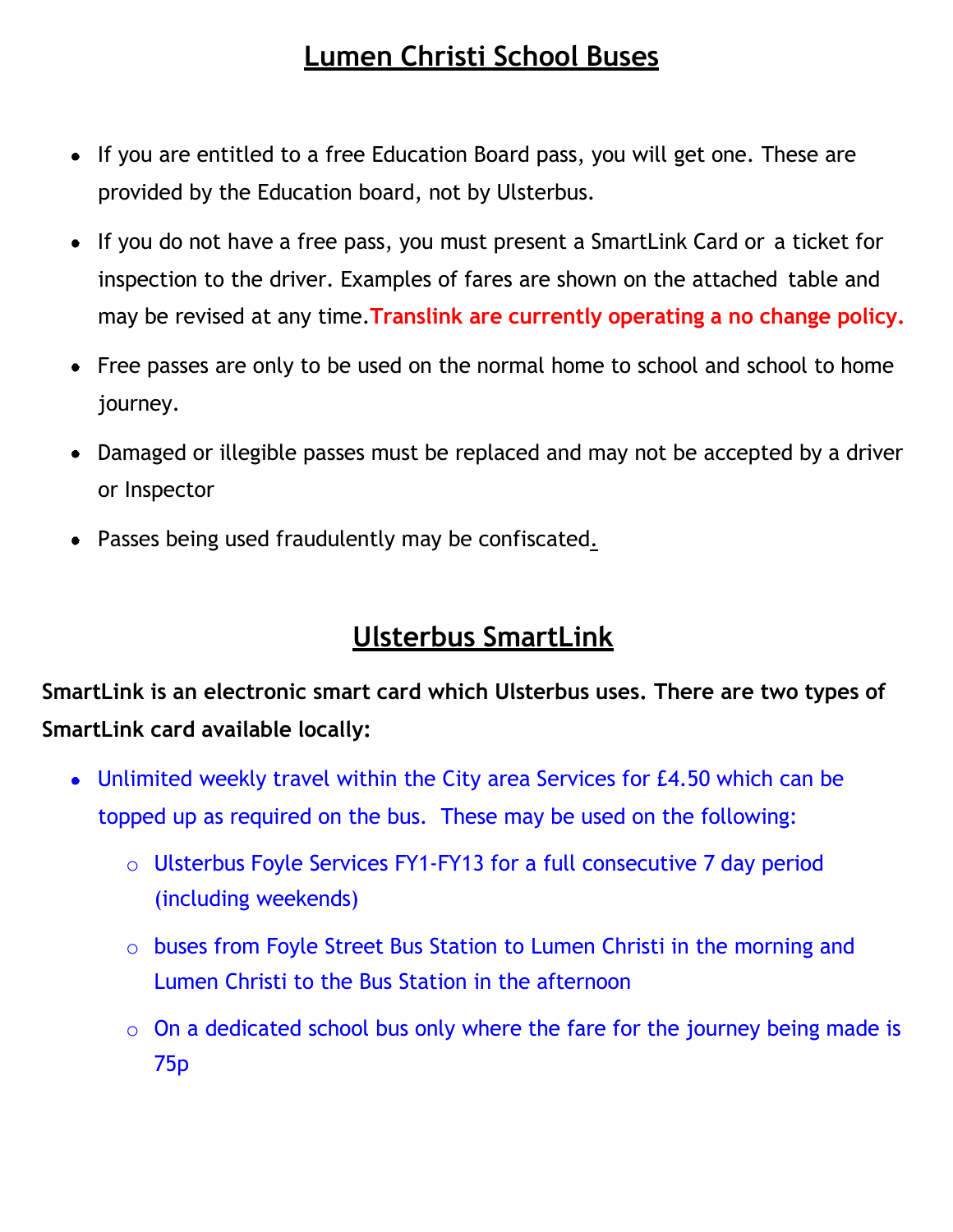## Lumen Christi School Buses

- If you are entitled to a free Education Board pass, you will get one. These are provided by the Education board, not by Ulsterbus.
- If you do not have a free pass, you must present a SmartLink Card or a ticket for inspection to the driver. Examples of fares are shown on the attached table and may be revised at any time. **Translink are currently operating a no change policy.**
- Free passes are only to be used on the normal home to school and school to home journey.
- Damaged or illegible passes must be replaced and may not be accepted by a driver or Inspector
- Passes being used fraudulently may be confiscated.

## Ulsterbus SmartLink

**SmartLink is an electronic smart card which Ulsterbus uses. There are two types of SmartLink card available locally:**

- Unlimited weekly travel within the City area Services for £4.50 which can be topped up as required on the bus. These may be used on the following:
  - Ulsterbus Foyle Services FY1-FY13 for a full consecutive 7 day period (including weekends)
  - buses from Foyle Street Bus Station to Lumen Christi in the morning and Lumen Christi to the Bus Station in the afternoon
  - On a dedicated school bus only where the fare for the journey being made is 75p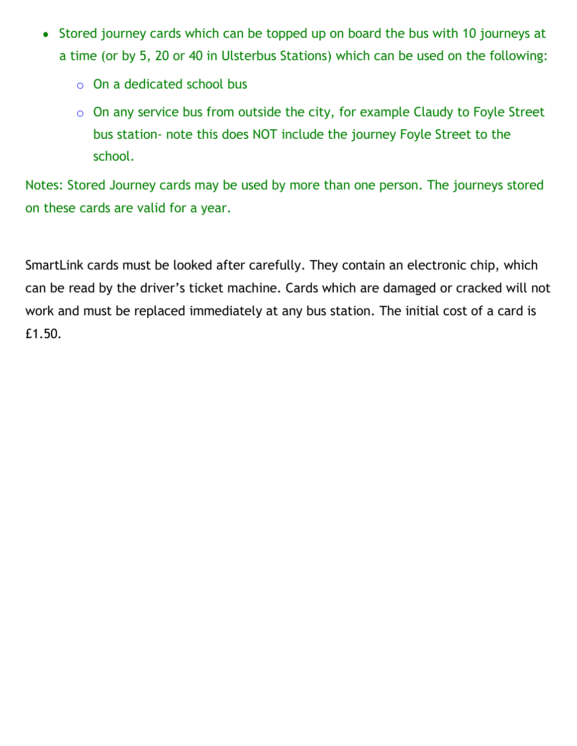- Stored journey cards which can be topped up on board the bus with 10 journeys at a time (or by 5, 20 or 40 in Ulsterbus Stations) which can be used on the following:
  - On a dedicated school bus
  - On any service bus from outside the city, for example Claudy to Foyle Street bus station- note this does NOT include the journey Foyle Street to the school.

Notes: Stored Journey cards may be used by more than one person. The journeys stored on these cards are valid for a year.

SmartLink cards must be looked after carefully. They contain an electronic chip, which can be read by the driver's ticket machine. Cards which are damaged or cracked will not work and must be replaced immediately at any bus station. The initial cost of a card is £1.50.